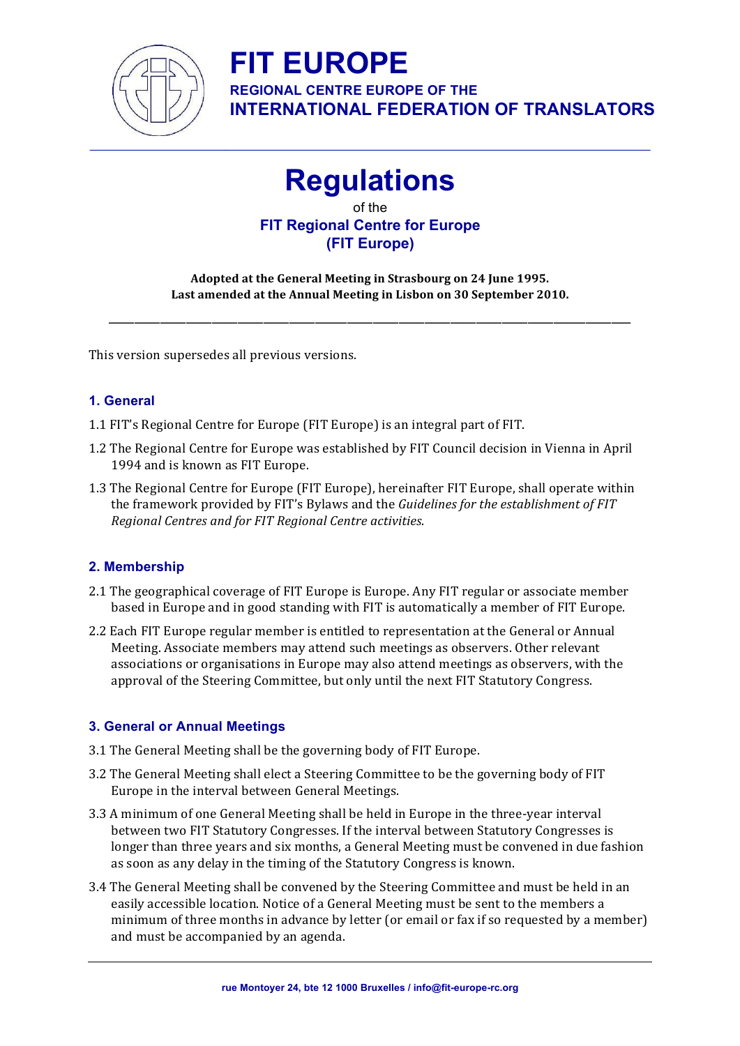# FIT EUROPE

**REGIONAL CENTRE EUROPE OF THE**
**INTERNATIONAL FEDERATION OF TRANSLATORS**

# Regulations

of the
**FIT Regional Centre for Europe**
**(FIT Europe)**

**Adopted at the General Meeting in Strasbourg on 24 June 1995.**
**Last amended at the Annual Meeting in Lisbon on 30 September 2010.**

---

This version supersedes all previous versions.

## 1. General

1.1 FIT's Regional Centre for Europe (FIT Europe) is an integral part of FIT.

1.2 The Regional Centre for Europe was established by FIT Council decision in Vienna in April 1994 and is known as FIT Europe.

1.3 The Regional Centre for Europe (FIT Europe), hereinafter FIT Europe, shall operate within the framework provided by FIT's Bylaws and the *Guidelines for the establishment of FIT Regional Centres and for FIT Regional Centre activities*.

## 2. Membership

2.1 The geographical coverage of FIT Europe is Europe. Any FIT regular or associate member based in Europe and in good standing with FIT is automatically a member of FIT Europe.

2.2 Each FIT Europe regular member is entitled to representation at the General or Annual Meeting. Associate members may attend such meetings as observers. Other relevant associations or organisations in Europe may also attend meetings as observers, with the approval of the Steering Committee, but only until the next FIT Statutory Congress.

## 3. General or Annual Meetings

3.1 The General Meeting shall be the governing body of FIT Europe.

3.2 The General Meeting shall elect a Steering Committee to be the governing body of FIT Europe in the interval between General Meetings.

3.3 A minimum of one General Meeting shall be held in Europe in the three-year interval between two FIT Statutory Congresses. If the interval between Statutory Congresses is longer than three years and six months, a General Meeting must be convened in due fashion as soon as any delay in the timing of the Statutory Congress is known.

3.4 The General Meeting shall be convened by the Steering Committee and must be held in an easily accessible location. Notice of a General Meeting must be sent to the members a minimum of three months in advance by letter (or email or fax if so requested by a member) and must be accompanied by an agenda.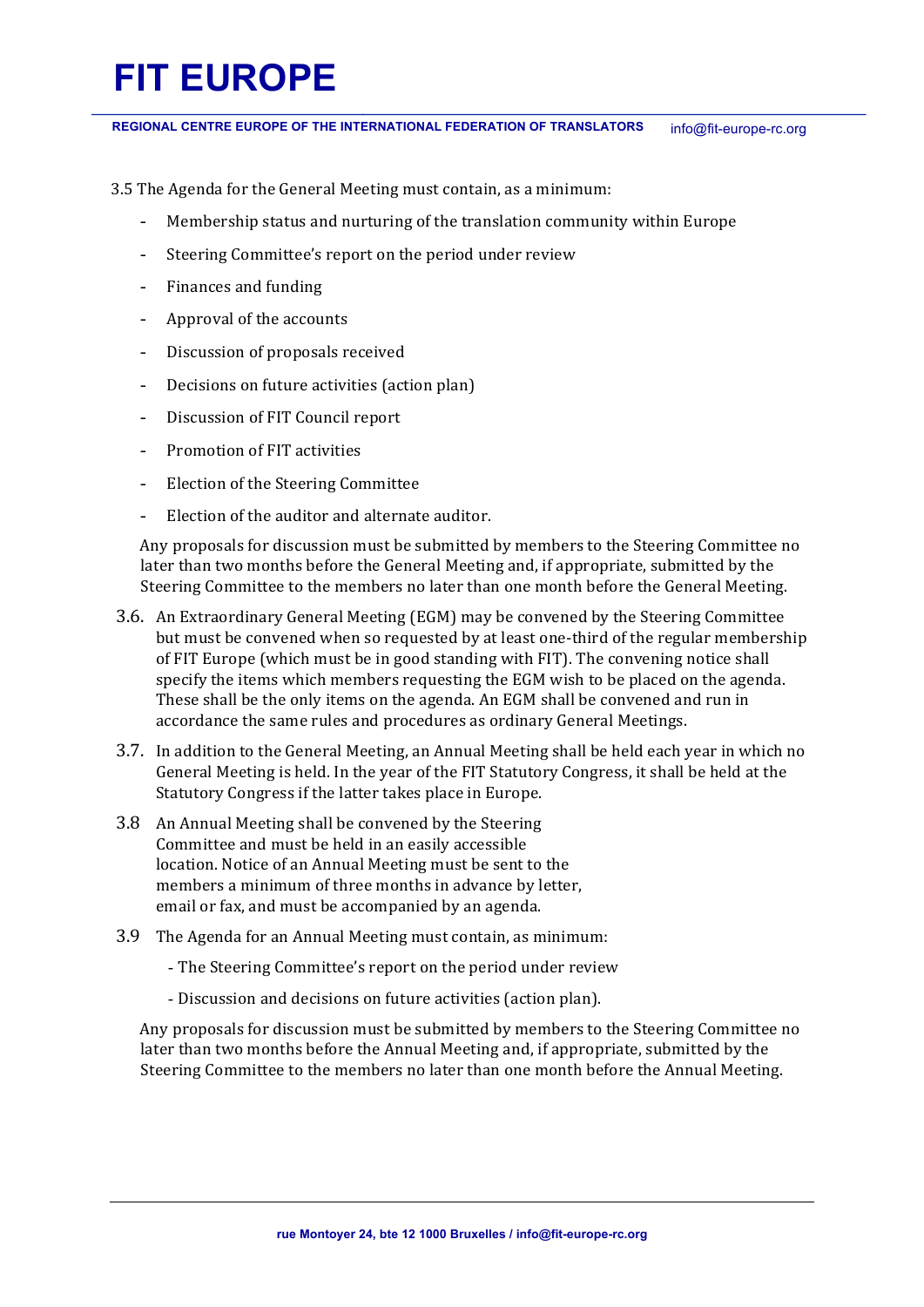3.5 The Agenda for the General Meeting must contain, as a minimum:

- Membership status and nurturing of the translation community within Europe
- Steering Committee's report on the period under review
- Finances and funding
- Approval of the accounts
- Discussion of proposals received
- Decisions on future activities (action plan)
- Discussion of FIT Council report
- Promotion of FIT activities
- Election of the Steering Committee
- Election of the auditor and alternate auditor.

Any proposals for discussion must be submitted by members to the Steering Committee no later than two months before the General Meeting and, if appropriate, submitted by the Steering Committee to the members no later than one month before the General Meeting.

3.6. An Extraordinary General Meeting (EGM) may be convened by the Steering Committee but must be convened when so requested by at least one-third of the regular membership of FIT Europe (which must be in good standing with FIT). The convening notice shall specify the items which members requesting the EGM wish to be placed on the agenda. These shall be the only items on the agenda. An EGM shall be convened and run in accordance the same rules and procedures as ordinary General Meetings.

3.7. In addition to the General Meeting, an Annual Meeting shall be held each year in which no General Meeting is held. In the year of the FIT Statutory Congress, it shall be held at the Statutory Congress if the latter takes place in Europe.

3.8 An Annual Meeting shall be convened by the Steering Committee and must be held in an easily accessible location. Notice of an Annual Meeting must be sent to the members a minimum of three months in advance by letter, email or fax, and must be accompanied by an agenda.

3.9 The Agenda for an Annual Meeting must contain, as minimum:

- The Steering Committee's report on the period under review
- Discussion and decisions on future activities (action plan).

Any proposals for discussion must be submitted by members to the Steering Committee no later than two months before the Annual Meeting and, if appropriate, submitted by the Steering Committee to the members no later than one month before the Annual Meeting.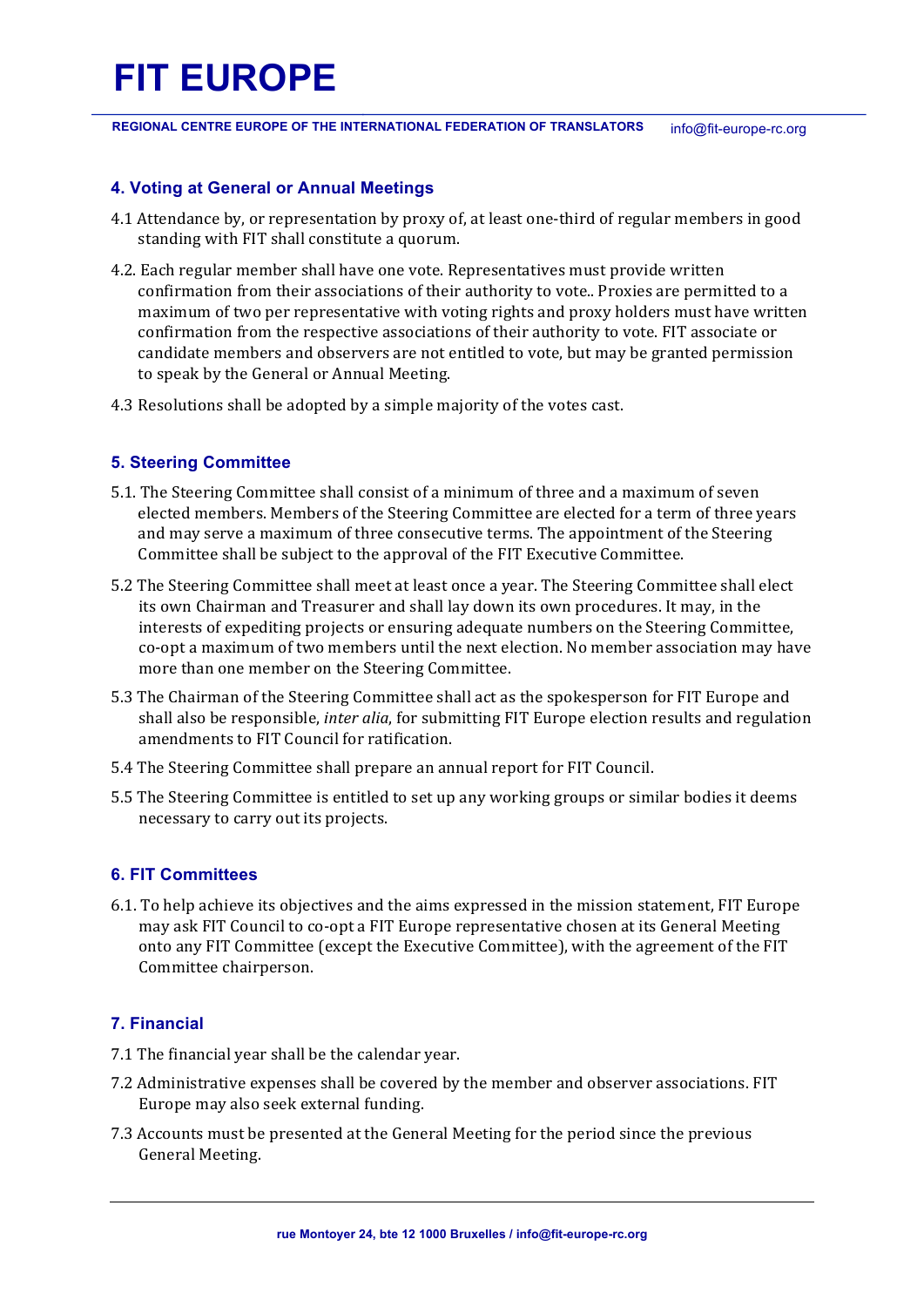## 4. Voting at General or Annual Meetings

4.1 Attendance by, or representation by proxy of, at least one-third of regular members in good standing with FIT shall constitute a quorum.

4.2. Each regular member shall have one vote. Representatives must provide written confirmation from their associations of their authority to vote.. Proxies are permitted to a maximum of two per representative with voting rights and proxy holders must have written confirmation from the respective associations of their authority to vote. FIT associate or candidate members and observers are not entitled to vote, but may be granted permission to speak by the General or Annual Meeting.

4.3 Resolutions shall be adopted by a simple majority of the votes cast.

## 5. Steering Committee

5.1. The Steering Committee shall consist of a minimum of three and a maximum of seven elected members. Members of the Steering Committee are elected for a term of three years and may serve a maximum of three consecutive terms. The appointment of the Steering Committee shall be subject to the approval of the FIT Executive Committee.

5.2 The Steering Committee shall meet at least once a year. The Steering Committee shall elect its own Chairman and Treasurer and shall lay down its own procedures. It may, in the interests of expediting projects or ensuring adequate numbers on the Steering Committee, co-opt a maximum of two members until the next election. No member association may have more than one member on the Steering Committee.

5.3 The Chairman of the Steering Committee shall act as the spokesperson for FIT Europe and shall also be responsible, *inter alia*, for submitting FIT Europe election results and regulation amendments to FIT Council for ratification.

5.4 The Steering Committee shall prepare an annual report for FIT Council.

5.5 The Steering Committee is entitled to set up any working groups or similar bodies it deems necessary to carry out its projects.

## 6. FIT Committees

6.1. To help achieve its objectives and the aims expressed in the mission statement, FIT Europe may ask FIT Council to co-opt a FIT Europe representative chosen at its General Meeting onto any FIT Committee (except the Executive Committee), with the agreement of the FIT Committee chairperson.

## 7. Financial

7.1 The financial year shall be the calendar year.

7.2 Administrative expenses shall be covered by the member and observer associations. FIT Europe may also seek external funding.

7.3 Accounts must be presented at the General Meeting for the period since the previous General Meeting.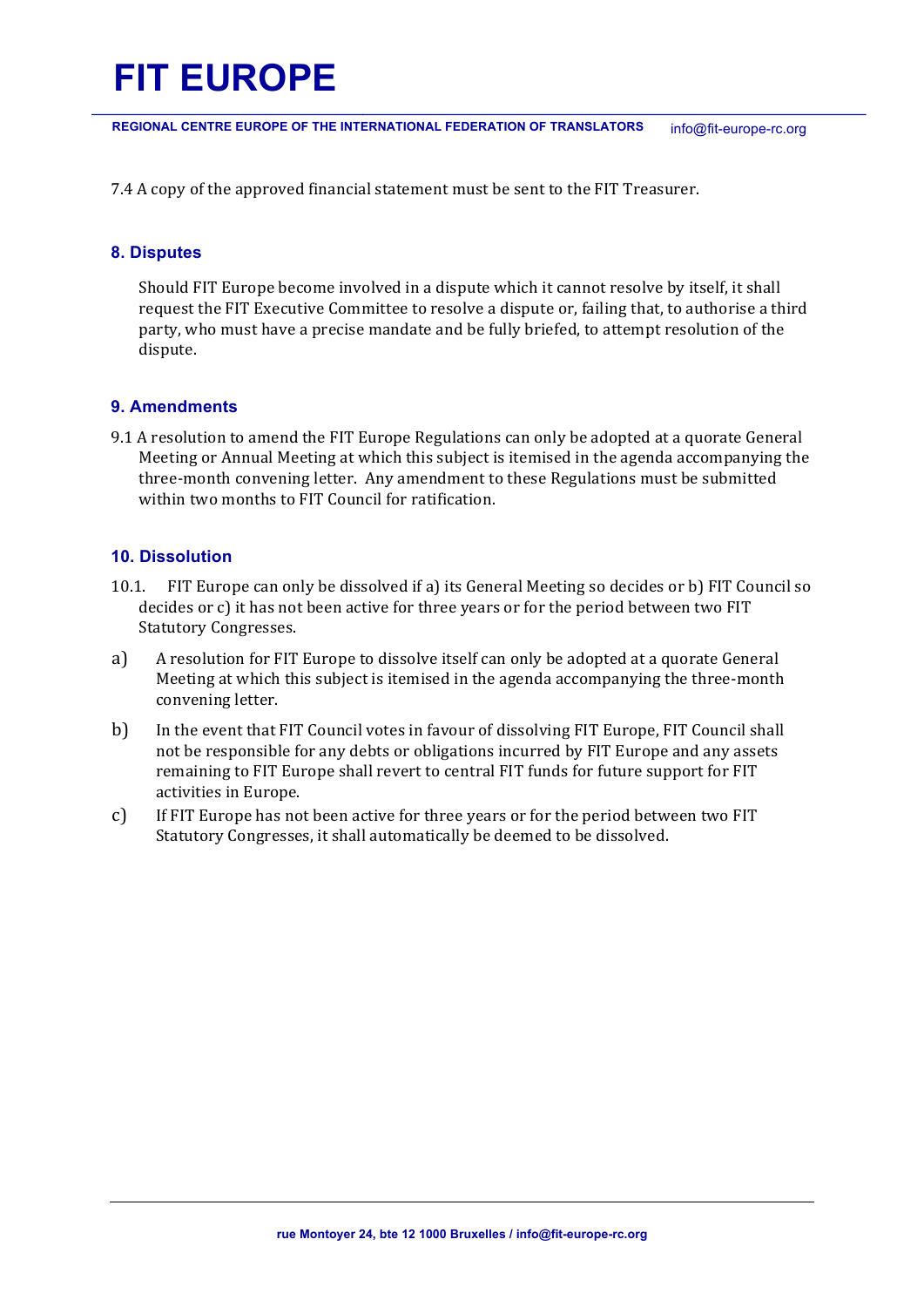7.4 A copy of the approved financial statement must be sent to the FIT Treasurer.

### 8. Disputes

Should FIT Europe become involved in a dispute which it cannot resolve by itself, it shall request the FIT Executive Committee to resolve a dispute or, failing that, to authorise a third party, who must have a precise mandate and be fully briefed, to attempt resolution of the dispute.

### 9. Amendments

9.1 A resolution to amend the FIT Europe Regulations can only be adopted at a quorate General Meeting or Annual Meeting at which this subject is itemised in the agenda accompanying the three-month convening letter. Any amendment to these Regulations must be submitted within two months to FIT Council for ratification.

### 10. Dissolution

10.1. FIT Europe can only be dissolved if a) its General Meeting so decides or b) FIT Council so decides or c) it has not been active for three years or for the period between two FIT Statutory Congresses.

a) A resolution for FIT Europe to dissolve itself can only be adopted at a quorate General Meeting at which this subject is itemised in the agenda accompanying the three-month convening letter.

b) In the event that FIT Council votes in favour of dissolving FIT Europe, FIT Council shall not be responsible for any debts or obligations incurred by FIT Europe and any assets remaining to FIT Europe shall revert to central FIT funds for future support for FIT activities in Europe.

c) If FIT Europe has not been active for three years or for the period between two FIT Statutory Congresses, it shall automatically be deemed to be dissolved.